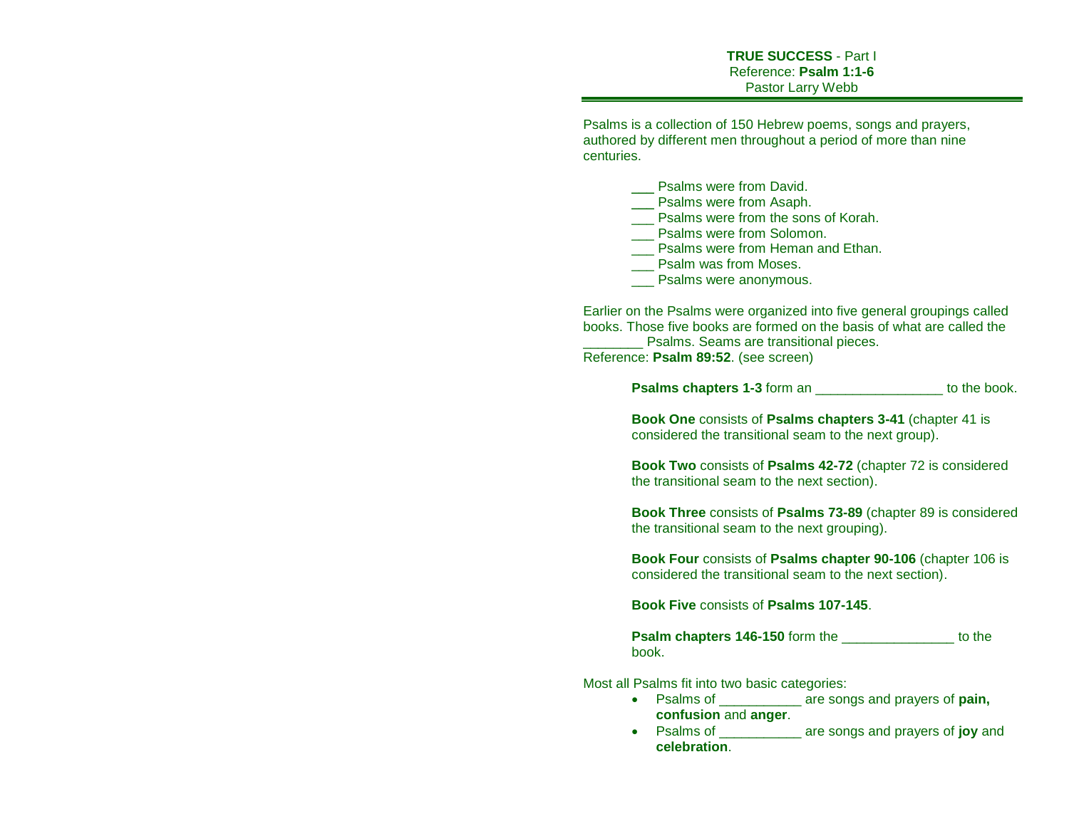**TRUE SUCCESS** - Part I
Reference: **Psalm 1:1-6**
Pastor Larry Webb

---

Psalms is a collection of 150 Hebrew poems, songs and prayers, authored by different men throughout a period of more than nine centuries.

___ Psalms were from David.
___ Psalms were from Asaph.
___ Psalms were from the sons of Korah.
___ Psalms were from Solomon.
___ Psalms were from Heman and Ethan.
___ Psalm was from Moses.
___ Psalms were anonymous.

Earlier on the Psalms were organized into five general groupings called books. Those five books are formed on the basis of what are called the ________ Psalms. Seams are transitional pieces.
Reference: **Psalm 89:52**. (see screen)

**Psalms chapters 1-3** form an _________________ to the book.

**Book One** consists of **Psalms chapters 3-41** (chapter 41 is considered the transitional seam to the next group).

**Book Two** consists of **Psalms 42-72** (chapter 72 is considered the transitional seam to the next section).

**Book Three** consists of **Psalms 73-89** (chapter 89 is considered the transitional seam to the next grouping).

**Book Four** consists of **Psalms chapter 90-106** (chapter 106 is considered the transitional seam to the next section).

**Book Five** consists of **Psalms 107-145**.

**Psalm chapters 146-150** form the _______________ to the book.

Most all Psalms fit into two basic categories:

- Psalms of ___________ are songs and prayers of **pain, confusion** and **anger**.
- Psalms of ___________ are songs and prayers of **joy** and **celebration**.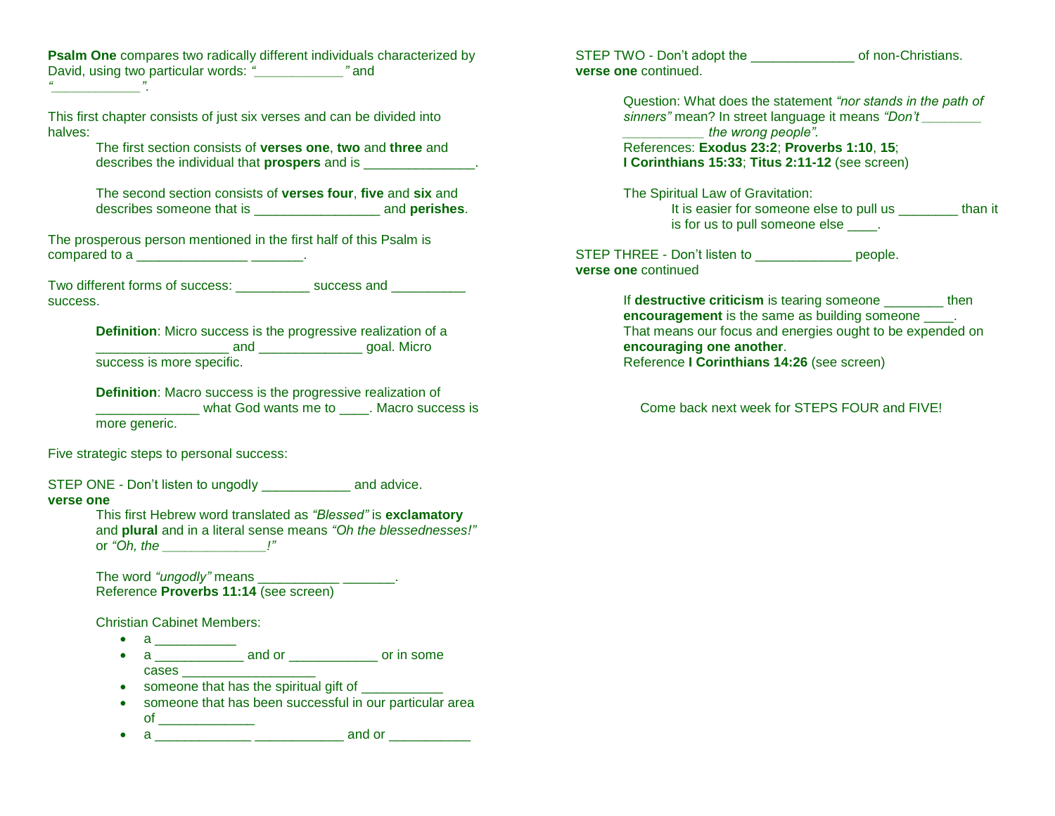**Psalm One** compares two radically different individuals characterized by David, using two particular words: *"____________"* and *"____________"*.

This first chapter consists of just six verses and can be divided into halves:

The first section consists of **verses one**, **two** and **three** and describes the individual that **prospers** and is _______________.

The second section consists of **verses four**, **five** and **six** and describes someone that is _________________ and **perishes**.

The prosperous person mentioned in the first half of this Psalm is compared to a _______________ _______.

Two different forms of success: __________ success and __________ success.

**Definition**: Micro success is the progressive realization of a _________________ and ______________ goal. Micro success is more specific.

**Definition**: Macro success is the progressive realization of ______________ what God wants me to ____. Macro success is more generic.

Five strategic steps to personal success:

STEP ONE - Don't listen to ungodly ____________ and advice.
**verse one**

This first Hebrew word translated as *"Blessed"* is **exclamatory** and **plural** and in a literal sense means *"Oh the blessednesses!"* or *"Oh, the ______________!"*

The word *"ungodly"* means ___________ _______.
Reference **Proverbs 11:14** (see screen)

Christian Cabinet Members:

- a ___________
- a ____________ and or ____________ or in some cases __________________
- someone that has the spiritual gift of ___________
- someone that has been successful in our particular area of _____________
- a _____________ ____________ and or ___________

STEP TWO - Don't adopt the ______________ of non-Christians.
**verse one** continued.

Question: What does the statement *"nor stands in the path of sinners"* mean? In street language it means *"Don't ________ ___________ the wrong people".*
References: **Exodus 23:2**; **Proverbs 1:10**, **15**; **I Corinthians 15:33**; **Titus 2:11-12** (see screen)

The Spiritual Law of Gravitation:

It is easier for someone else to pull us ________ than it is for us to pull someone else ____.

STEP THREE - Don't listen to _____________ people.
**verse one** continued

If **destructive criticism** is tearing someone ________ then **encouragement** is the same as building someone ____.
That means our focus and energies ought to be expended on **encouraging one another**.
Reference **I Corinthians 14:26** (see screen)

Come back next week for STEPS FOUR and FIVE!